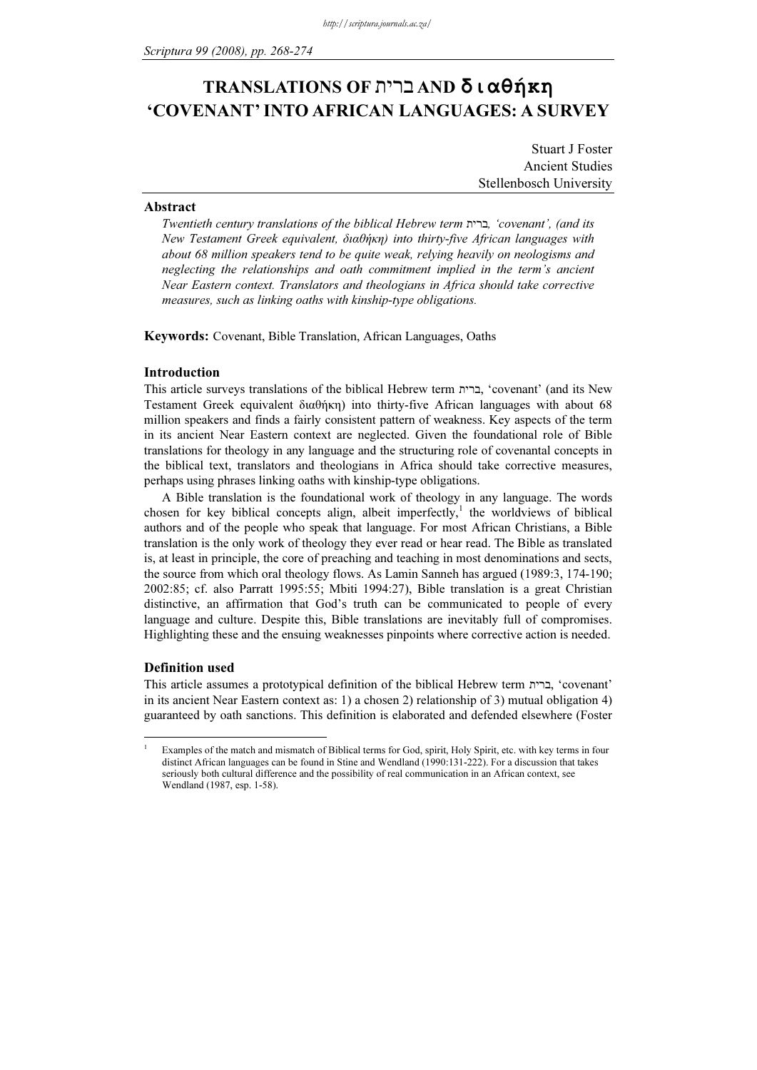# TRANSLATIONS OF ברית AND διαθήκη 'COVENANT' INTO AFRICAN LANGUAGES: A SURVEY

Stuart J Foster
Ancient Studies
Stellenbosch University

## Abstract

*Twentieth century translations of the biblical Hebrew term ברית, 'covenant', (and its New Testament Greek equivalent, διαθήκη) into thirty-five African languages with about 68 million speakers tend to be quite weak, relying heavily on neologisms and neglecting the relationships and oath commitment implied in the term's ancient Near Eastern context. Translators and theologians in Africa should take corrective measures, such as linking oaths with kinship-type obligations.*

**Keywords:** Covenant, Bible Translation, African Languages, Oaths

## Introduction

This article surveys translations of the biblical Hebrew term ברית, 'covenant' (and its New Testament Greek equivalent διαθήκη) into thirty-five African languages with about 68 million speakers and finds a fairly consistent pattern of weakness. Key aspects of the term in its ancient Near Eastern context are neglected. Given the foundational role of Bible translations for theology in any language and the structuring role of covenantal concepts in the biblical text, translators and theologians in Africa should take corrective measures, perhaps using phrases linking oaths with kinship-type obligations.

A Bible translation is the foundational work of theology in any language. The words chosen for key biblical concepts align, albeit imperfectly,[1] the worldviews of biblical authors and of the people who speak that language. For most African Christians, a Bible translation is the only work of theology they ever read or hear read. The Bible as translated is, at least in principle, the core of preaching and teaching in most denominations and sects, the source from which oral theology flows. As Lamin Sanneh has argued (1989:3, 174-190; 2002:85; cf. also Parratt 1995:55; Mbiti 1994:27), Bible translation is a great Christian distinctive, an affirmation that God's truth can be communicated to people of every language and culture. Despite this, Bible translations are inevitably full of compromises. Highlighting these and the ensuing weaknesses pinpoints where corrective action is needed.

## Definition used

This article assumes a prototypical definition of the biblical Hebrew term ברית, 'covenant' in its ancient Near Eastern context as: 1) a chosen 2) relationship of 3) mutual obligation 4) guaranteed by oath sanctions. This definition is elaborated and defended elsewhere (Foster

---

[1] Examples of the match and mismatch of Biblical terms for God, spirit, Holy Spirit, etc. with key terms in four distinct African languages can be found in Stine and Wendland (1990:131-222). For a discussion that takes seriously both cultural difference and the possibility of real communication in an African context, see Wendland (1987, esp. 1-58).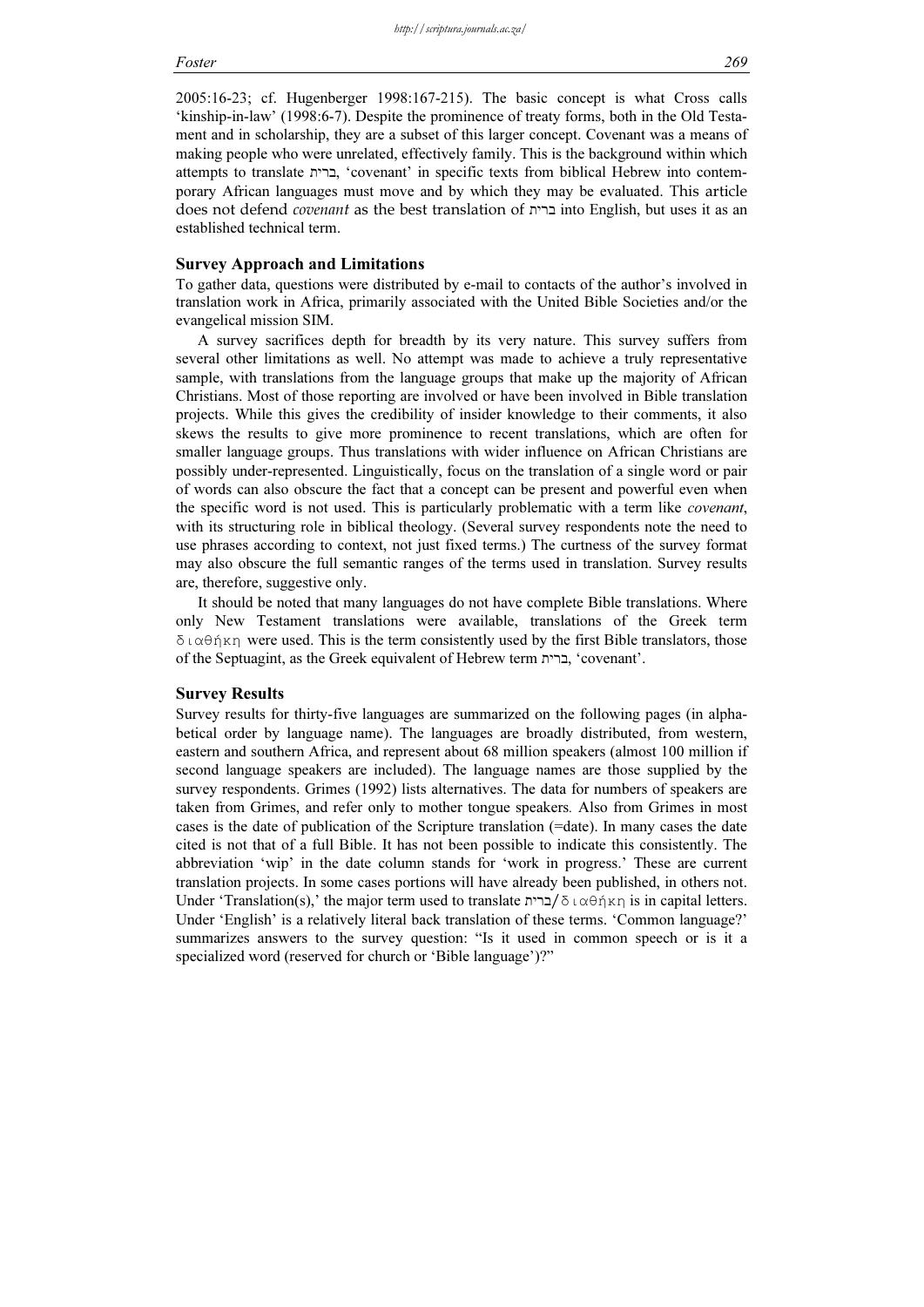2005:16-23; cf. Hugenberger 1998:167-215). The basic concept is what Cross calls 'kinship-in-law' (1998:6-7). Despite the prominence of treaty forms, both in the Old Testament and in scholarship, they are a subset of this larger concept. Covenant was a means of making people who were unrelated, effectively family. This is the background within which attempts to translate ברית, 'covenant' in specific texts from biblical Hebrew into contemporary African languages must move and by which they may be evaluated. This article does not defend *covenant* as the best translation of ברית into English, but uses it as an established technical term.

## Survey Approach and Limitations

To gather data, questions were distributed by e-mail to contacts of the author's involved in translation work in Africa, primarily associated with the United Bible Societies and/or the evangelical mission SIM.

A survey sacrifices depth for breadth by its very nature. This survey suffers from several other limitations as well. No attempt was made to achieve a truly representative sample, with translations from the language groups that make up the majority of African Christians. Most of those reporting are involved or have been involved in Bible translation projects. While this gives the credibility of insider knowledge to their comments, it also skews the results to give more prominence to recent translations, which are often for smaller language groups. Thus translations with wider influence on African Christians are possibly under-represented. Linguistically, focus on the translation of a single word or pair of words can also obscure the fact that a concept can be present and powerful even when the specific word is not used. This is particularly problematic with a term like *covenant*, with its structuring role in biblical theology. (Several survey respondents note the need to use phrases according to context, not just fixed terms.) The curtness of the survey format may also obscure the full semantic ranges of the terms used in translation. Survey results are, therefore, suggestive only.

It should be noted that many languages do not have complete Bible translations. Where only New Testament translations were available, translations of the Greek term διαθήκη were used. This is the term consistently used by the first Bible translators, those of the Septuagint, as the Greek equivalent of Hebrew term ברית, 'covenant'.

## Survey Results

Survey results for thirty-five languages are summarized on the following pages (in alphabetical order by language name). The languages are broadly distributed, from western, eastern and southern Africa, and represent about 68 million speakers (almost 100 million if second language speakers are included). The language names are those supplied by the survey respondents. Grimes (1992) lists alternatives. The data for numbers of speakers are taken from Grimes, and refer only to mother tongue speakers. Also from Grimes in most cases is the date of publication of the Scripture translation (=date). In many cases the date cited is not that of a full Bible. It has not been possible to indicate this consistently. The abbreviation 'wip' in the date column stands for 'work in progress.' These are current translation projects. In some cases portions will have already been published, in others not. Under 'Translation(s),' the major term used to translate ברית/διαθήκη is in capital letters. Under 'English' is a relatively literal back translation of these terms. 'Common language?' summarizes answers to the survey question: "Is it used in common speech or is it a specialized word (reserved for church or 'Bible language')?"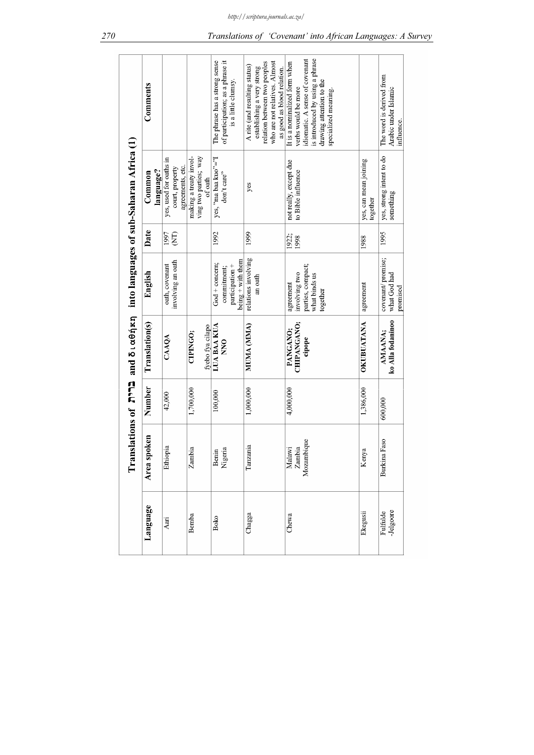**Translations of ברית and διαθήκη into languages of sub-Saharan Africa (1)**

| Language | Area spoken | Number | Translation(s) | English | Date | Common language? | Comments |
|---|---|---|---|---|---|---|---|
| Aari | Ethiopia | 42,000 | **CAAQA** | oath, covenant involving an oath | 1997 (NT) | yes, used for oaths in court, property agreements, etc. | |
| Bemba | Zambia | 1,700,000 | **CIPINGO;** fyebo fya cilapo | | | making a treaty involving two parties; way of oath | |
| Boko | Benin Nigeria | 100,000 | **LUA BAA KUA NNO** | God + concern; commitment; participation + being + with them | 1992 | yes, "ma baa kuo"="I don't care" | The phrase has a strong sense of participation; as a phrase it is a little clumsy. |
| Chagga | Tanzania | 1,000,000 | **MUMA (MMA)** | relations involving an oath | 1999 | yes | A rite (and resulting status) establishing a very strong relation between two peoples who are not relatives. Almost as good as blood relation. |
| Chewa | Malawi Zambia Mozambique | 4,000,000 | **PANGANO; CHIPANGANO; cipope** | agreement involving two parties, compact; what binds us together | 1922; 1998 | not really, except due to Bible influence | It is a nominalized form when verbs would be more idiomatic. A sense of covenant is introduced by using a phrase drawing attention to the specialized meaning. |
| Ekegusii | Kenya | 1,386,000 | **OKUBUATANA** | agreement | 1988 | yes, can mean joining together | |
| Fulfulde -Jelgoore | Burkina Faso | 600,000 | **AMAANA;** **ko Alla fodaninoo** | covenant/ promise; what God had promised | 1995 | yes, strong intent to do something | The word is derived from Arabic under Islamic influence. |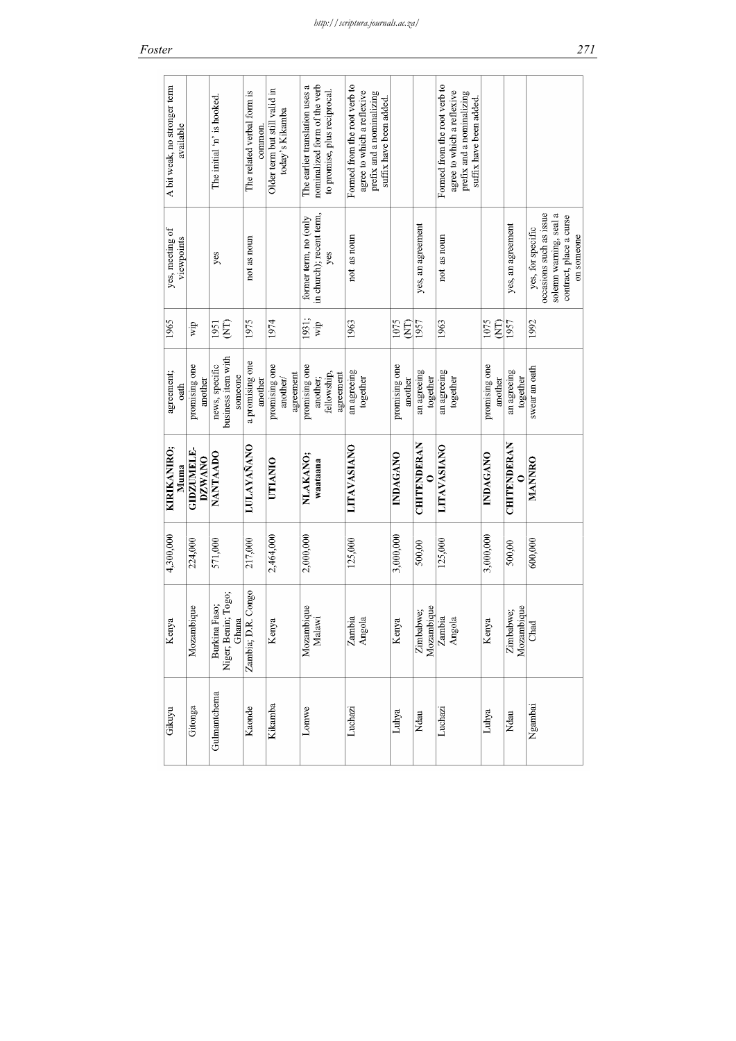| | | | | | | | |
|---|---|---|---|---|---|---|---|
| Gikuyu | Kenya | 4,300,000 | **KIRIKANIRO; Muma** | agreement; oath | 1965 | yes, meeting of viewpoints | A bit weak, no stronger term available |
| Gitonga | Mozambique | 224,000 | **GIDZUMELE-DZWANO** | promising one another | wip | | |
| Gulmantchema | Burkina Faso; Niger; Benin; Togo; Ghana | 571,000 | **NANTAADO** | news, specific business item with someone | 1951 (NT) | yes | The initial 'n' is hooked. |
| Kaonde | Zambia; D.R. Congo | 217,000 | **LULAYAÑANO** | a promising one another | 1975 | not as noun | The related verbal form is common. |
| Kikamba | Kenya | 2,464,000 | **UTIANIO** | promising one another/ agreement | 1974 | | Older term but still valid in today's Kikamba |
| Lomwe | Mozambique Malawi | 2,000,000 | **NLAKANO; waataana** | promising one another; fellowship, agreement | 1931; wip | former term, no (only in church); recent term, yes | The earlier translation uses a nominalized form of the verb to promise, plus reciprocal. |
| Luchazi | Zambia Angola | 125,000 | **LITAVASIANO** | an agreeing together | 1963 | not as noun | Formed from the root verb to agree to which a reflexive prefix and a nominalizing suffix have been added. |
| Luhya | Kenya | 3,000,000 | **INDAGANO** | promising one another | 1075 (NT) | | |
| Ndau | Zimbabwe; Mozambique | 500,00 | **CHITENDERANO** | an agreeing together | 1957 | yes, an agreement | |
| Luchazi | Zambia Angola | 125,000 | **LITAVASIANO** | an agreeing together | 1963 | not as noun | Formed from the root verb to agree to which a reflexive prefix and a nominalizing suffix have been added. |
| Luhya | Kenya | 3,000,000 | **INDAGANO** | promising one another | 1075 (NT) | | |
| Ndau | Zimbabwe; Mozambique | 500,00 | **CHITENDERANO** | an agreeing together | 1957 | yes, an agreement | |
| Ngambai | Chad | 600,000 | **MANNRO** | swear an oath | 1992 | yes, for specific occasions such as issue solemn warning, seal a contract, place a curse on someone | |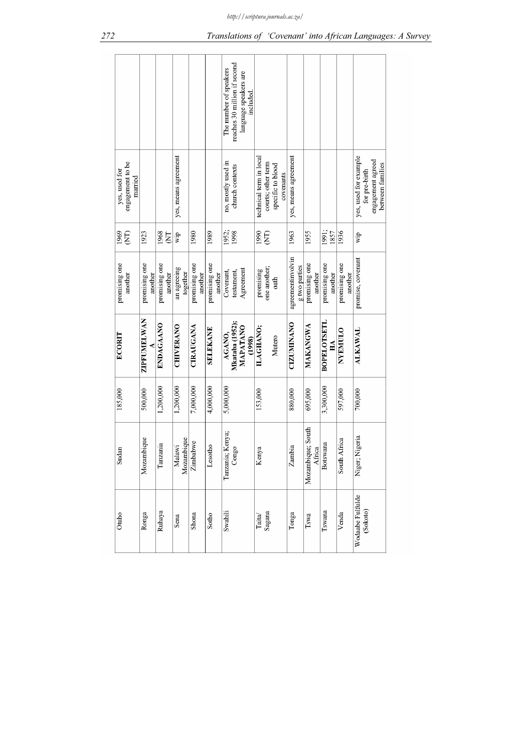| Otuho | Sudan | 185,000 | **ECORIT** | promising one another | 1969 (NT) | yes, used for engagement to be married | |
|---|---|---|---|---|---|---|---|
| Ronga | Mozambique | 500,000 | **ZIPFUMELWANA** | promising one another | 1923 | | |
| Ruhaya | Tanzania | 1,200,000 | **ENDAGAANO** | promising one another | 1968 (NT | | |
| Sena | Malawi Mozambique | 1,200,000 | **CHIVERANO** | an agreeing together | wip | yes, means agreement | |
| Shona | Zimbabwe | 7,000,000 | **CIRAUGANA** | promising one another | 1980 | | |
| Sotho | Lesotho | 4,000,000 | **SELEKANE** | promising one another | 1989 | | |
| Swahili | Tanzania; Kenya; Congo | 5,000,000 | **AGANO, Mkataba (1952); MAPATANO (1998)** | Covenant, testament, Agreement | 1952; 1998 | no, mostly used in church contexts | The number of speakers reaches 30 million if second language speakers are included. |
| Taita/ Sagana | Kenya | 153,000 | **ILAGHANO;** Mutero | promising one another; oath | 1990 (NT) | technical term in local courts; other term specific to blood covenants | |
| Tonga | Zambia | 880,000 | **CIZUMINANO** | agreementinvolving two parties | 1963 | yes, means agreement | |
| Tswa | Mozambique; South Africa | 695,000 | **MAKANGWA** | promising one another | 1955 | | |
| Tswana | Botswana | 3,300,000 | **BOPELOTSETLHA** | promising one another | 1991; 1857 | | |
| Venda | South Africa | 597,000 | **NYEMULO** | promising one another | 1936 | | |
| Wodaabe Fulfulde (Sokoto) | Niger; Nigeria | 700,000 | **ALKAWAL** | promise, covenant | wip | yes, used for example for pre-birth engagement agreed between families | |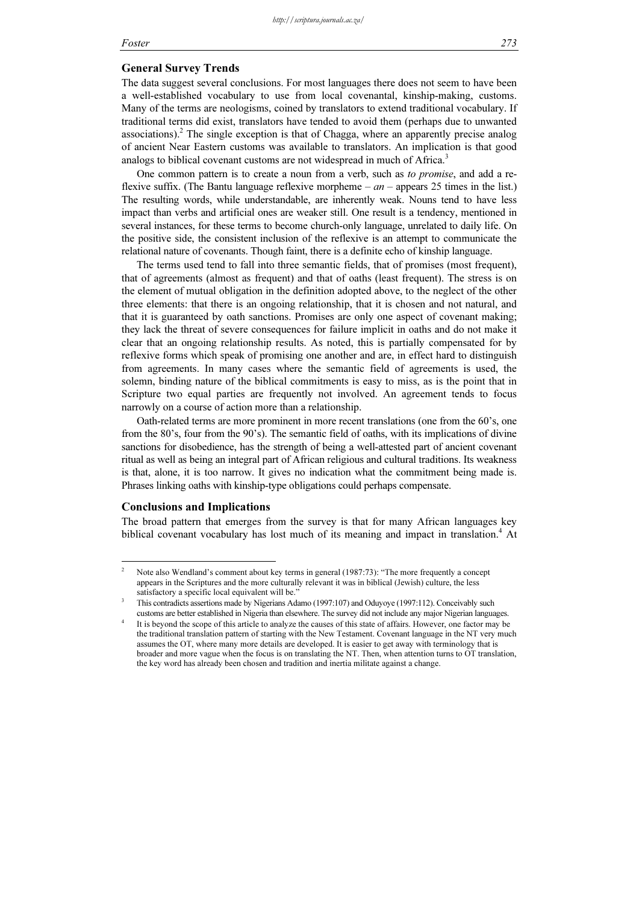## General Survey Trends

The data suggest several conclusions. For most languages there does not seem to have been a well-established vocabulary to use from local covenantal, kinship-making, customs. Many of the terms are neologisms, coined by translators to extend traditional vocabulary. If traditional terms did exist, translators have tended to avoid them (perhaps due to unwanted associations).[2] The single exception is that of Chagga, where an apparently precise analog of ancient Near Eastern customs was available to translators. An implication is that good analogs to biblical covenant customs are not widespread in much of Africa.[3]

One common pattern is to create a noun from a verb, such as *to promise*, and add a reflexive suffix. (The Bantu language reflexive morpheme – *an* – appears 25 times in the list.) The resulting words, while understandable, are inherently weak. Nouns tend to have less impact than verbs and artificial ones are weaker still. One result is a tendency, mentioned in several instances, for these terms to become church-only language, unrelated to daily life. On the positive side, the consistent inclusion of the reflexive is an attempt to communicate the relational nature of covenants. Though faint, there is a definite echo of kinship language.

The terms used tend to fall into three semantic fields, that of promises (most frequent), that of agreements (almost as frequent) and that of oaths (least frequent). The stress is on the element of mutual obligation in the definition adopted above, to the neglect of the other three elements: that there is an ongoing relationship, that it is chosen and not natural, and that it is guaranteed by oath sanctions. Promises are only one aspect of covenant making; they lack the threat of severe consequences for failure implicit in oaths and do not make it clear that an ongoing relationship results. As noted, this is partially compensated for by reflexive forms which speak of promising one another and are, in effect hard to distinguish from agreements. In many cases where the semantic field of agreements is used, the solemn, binding nature of the biblical commitments is easy to miss, as is the point that in Scripture two equal parties are frequently not involved. An agreement tends to focus narrowly on a course of action more than a relationship.

Oath-related terms are more prominent in more recent translations (one from the 60's, one from the 80's, four from the 90's). The semantic field of oaths, with its implications of divine sanctions for disobedience, has the strength of being a well-attested part of ancient covenant ritual as well as being an integral part of African religious and cultural traditions. Its weakness is that, alone, it is too narrow. It gives no indication what the commitment being made is. Phrases linking oaths with kinship-type obligations could perhaps compensate.

## Conclusions and Implications

The broad pattern that emerges from the survey is that for many African languages key biblical covenant vocabulary has lost much of its meaning and impact in translation.[4] At

---

[2] Note also Wendland's comment about key terms in general (1987:73): "The more frequently a concept appears in the Scriptures and the more culturally relevant it was in biblical (Jewish) culture, the less satisfactory a specific local equivalent will be."

[3] This contradicts assertions made by Nigerians Adamo (1997:107) and Oduyoye (1997:112). Conceivably such customs are better established in Nigeria than elsewhere. The survey did not include any major Nigerian languages.

[4] It is beyond the scope of this article to analyze the causes of this state of affairs. However, one factor may be the traditional translation pattern of starting with the New Testament. Covenant language in the NT very much assumes the OT, where many more details are developed. It is easier to get away with terminology that is broader and more vague when the focus is on translating the NT. Then, when attention turns to OT translation, the key word has already been chosen and tradition and inertia militate against a change.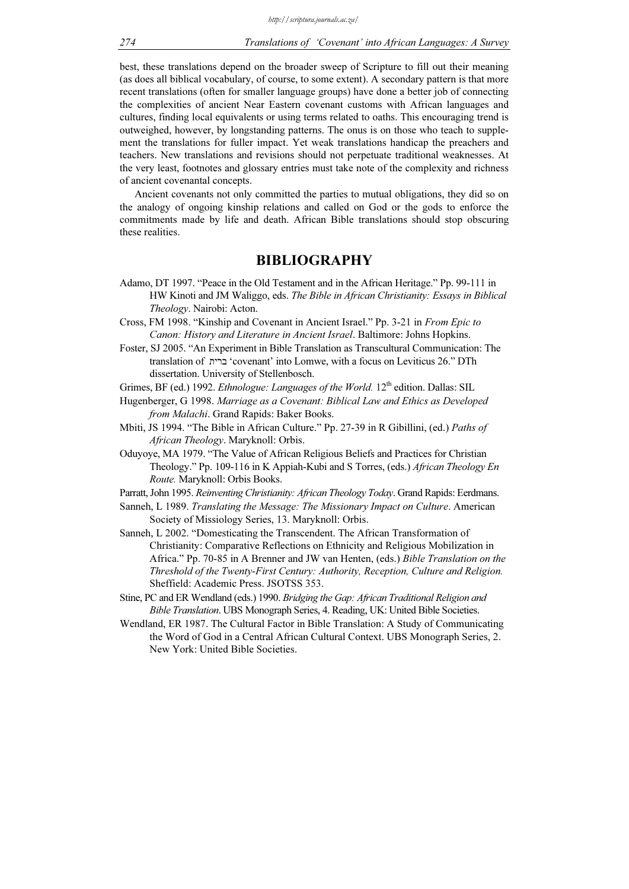best, these translations depend on the broader sweep of Scripture to fill out their meaning (as does all biblical vocabulary, of course, to some extent). A secondary pattern is that more recent translations (often for smaller language groups) have done a better job of connecting the complexities of ancient Near Eastern covenant customs with African languages and cultures, finding local equivalents or using terms related to oaths. This encouraging trend is outweighed, however, by longstanding patterns. The onus is on those who teach to supplement the translations for fuller impact. Yet weak translations handicap the preachers and teachers. New translations and revisions should not perpetuate traditional weaknesses. At the very least, footnotes and glossary entries must take note of the complexity and richness of ancient covenantal concepts.

Ancient covenants not only committed the parties to mutual obligations, they did so on the analogy of ongoing kinship relations and called on God or the gods to enforce the commitments made by life and death. African Bible translations should stop obscuring these realities.

## BIBLIOGRAPHY

Adamo, DT 1997. "Peace in the Old Testament and in the African Heritage." Pp. 99-111 in HW Kinoti and JM Waliggo, eds. *The Bible in African Christianity: Essays in Biblical Theology*. Nairobi: Acton.

Cross, FM 1998. "Kinship and Covenant in Ancient Israel." Pp. 3-21 in *From Epic to Canon: History and Literature in Ancient Israel*. Baltimore: Johns Hopkins.

Foster, SJ 2005. "An Experiment in Bible Translation as Transcultural Communication: The translation of ברית 'covenant' into Lomwe, with a focus on Leviticus 26." DTh dissertation. University of Stellenbosch.

Grimes, BF (ed.) 1992. *Ethnologue: Languages of the World.* 12th edition. Dallas: SIL

Hugenberger, G 1998. *Marriage as a Covenant: Biblical Law and Ethics as Developed from Malachi*. Grand Rapids: Baker Books.

Mbiti, JS 1994. "The Bible in African Culture." Pp. 27-39 in R Gibillini, (ed.) *Paths of African Theology*. Maryknoll: Orbis.

Oduyoye, MA 1979. "The Value of African Religious Beliefs and Practices for Christian Theology." Pp. 109-116 in K Appiah-Kubi and S Torres, (eds.) *African Theology En Route.* Maryknoll: Orbis Books.

Parratt, John 1995. *Reinventing Christianity: African Theology Today*. Grand Rapids: Eerdmans.

Sanneh, L 1989. *Translating the Message: The Missionary Impact on Culture*. American Society of Missiology Series, 13. Maryknoll: Orbis.

Sanneh, L 2002. "Domesticating the Transcendent. The African Transformation of Christianity: Comparative Reflections on Ethnicity and Religious Mobilization in Africa." Pp. 70-85 in A Brenner and JW van Henten, (eds.) *Bible Translation on the Threshold of the Twenty-First Century: Authority, Reception, Culture and Religion.* Sheffield: Academic Press. JSOTSS 353.

Stine, PC and ER Wendland (eds.) 1990. *Bridging the Gap: African Traditional Religion and Bible Translation*. UBS Monograph Series, 4. Reading, UK: United Bible Societies.

Wendland, ER 1987. The Cultural Factor in Bible Translation: A Study of Communicating the Word of God in a Central African Cultural Context. UBS Monograph Series, 2. New York: United Bible Societies.